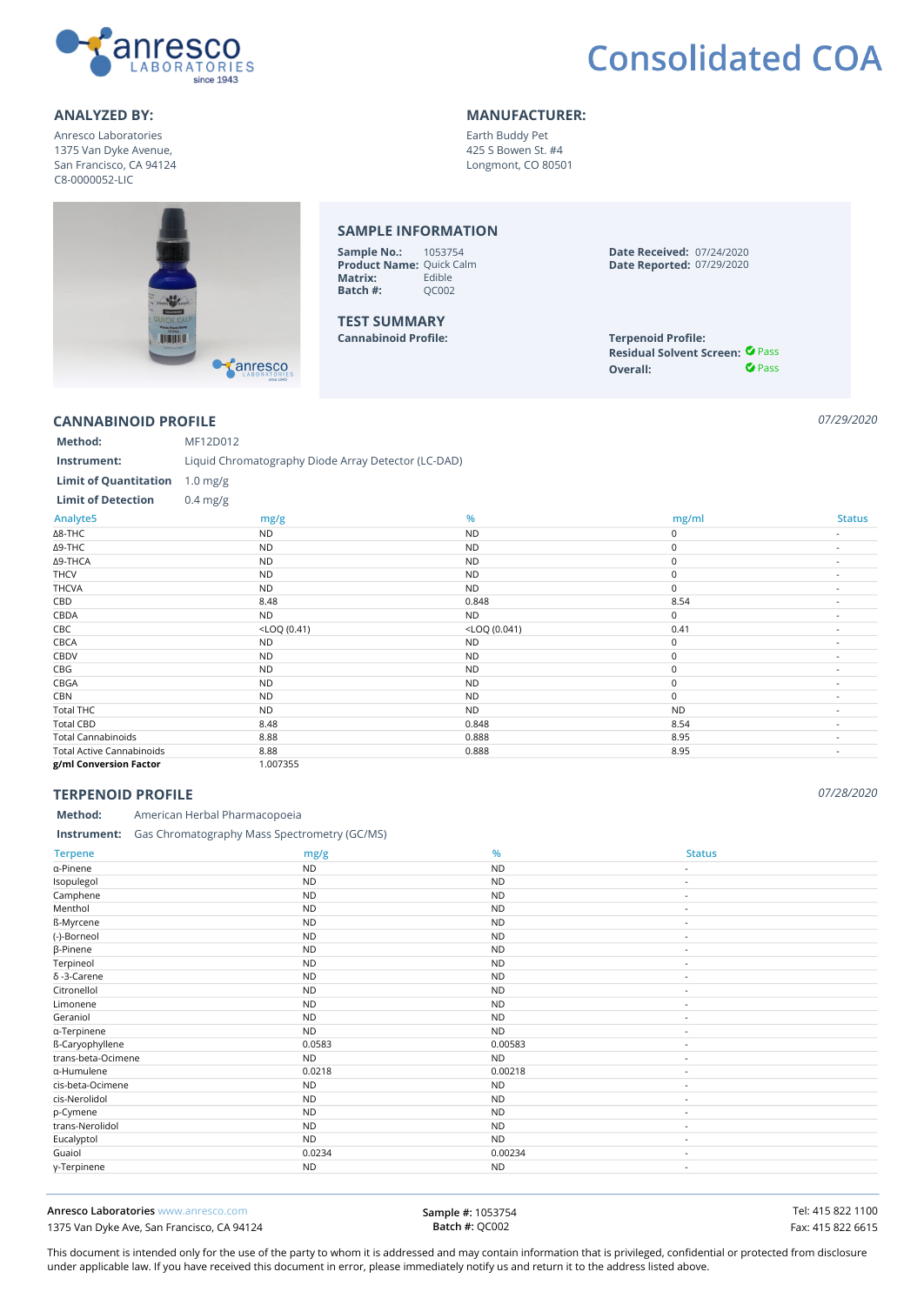# Consolidated COA

**ANALYZED BY:**

Anresco Laboratories
1375 Van Dyke Avenue,
San Francisco, CA 94124
C8-0000052-LIC

**MANUFACTURER:**

Earth Buddy Pet
425 S Bowen St. #4
Longmont, CO 80501

## SAMPLE INFORMATION

**Sample No.:** 1053754
**Product Name:** Quick Calm
**Matrix:** Edible
**Batch #:** QC002

**Date Received:** 07/24/2020
**Date Reported:** 07/29/2020

## TEST SUMMARY

**Cannabinoid Profile:**
**Terpenoid Profile:**
**Residual Solvent Screen:** Pass
**Overall:** Pass

## CANNABINOID PROFILE

*07/29/2020*

**Method:** MF12D012
**Instrument:** Liquid Chromatography Diode Array Detector (LC-DAD)
**Limit of Quantitation** 1.0 mg/g
**Limit of Detection** 0.4 mg/g

| Analytes | mg/g | % | mg/ml | Status |
|---|---|---|---|---|
| Δ8-THC | ND | ND | 0 | - |
| Δ9-THC | ND | ND | 0 | - |
| Δ9-THCA | ND | ND | 0 | - |
| THCV | ND | ND | 0 | - |
| THCVA | ND | ND | 0 | - |
| CBD | 8.48 | 0.848 | 8.54 | - |
| CBDA | ND | ND | 0 | - |
| CBC | <LOQ (0.41) | <LOQ (0.041) | 0.41 | - |
| CBCA | ND | ND | 0 | - |
| CBDV | ND | ND | 0 | - |
| CBG | ND | ND | 0 | - |
| CBGA | ND | ND | 0 | - |
| CBN | ND | ND | 0 | - |
| Total THC | ND | ND | ND | - |
| Total CBD | 8.48 | 0.848 | 8.54 | - |
| Total Cannabinoids | 8.88 | 0.888 | 8.95 | - |
| Total Active Cannabinoids | 8.88 | 0.888 | 8.95 | - |
| **g/ml Conversion Factor** | 1.007355 | | | |

## TERPENOID PROFILE

*07/28/2020*

**Method:** American Herbal Pharmacopoeia
**Instrument:** Gas Chromatography Mass Spectrometry (GC/MS)

| Terpene | mg/g | % | Status |
|---|---|---|---|
| α-Pinene | ND | ND | - |
| Isopulegol | ND | ND | - |
| Camphene | ND | ND | - |
| Menthol | ND | ND | - |
| ß-Myrcene | ND | ND | - |
| (-)-Borneol | ND | ND | - |
| β-Pinene | ND | ND | - |
| Terpineol | ND | ND | - |
| δ -3-Carene | ND | ND | - |
| Citronellol | ND | ND | - |
| Limonene | ND | ND | - |
| Geraniol | ND | ND | - |
| α-Terpinene | ND | ND | - |
| ß-Caryophyllene | 0.0583 | 0.00583 | - |
| trans-beta-Ocimene | ND | ND | - |
| α-Humulene | 0.0218 | 0.00218 | - |
| cis-beta-Ocimene | ND | ND | - |
| cis-Nerolidol | ND | ND | - |
| p-Cymene | ND | ND | - |
| trans-Nerolidol | ND | ND | - |
| Eucalyptol | ND | ND | - |
| Guaiol | 0.0234 | 0.00234 | - |
| γ-Terpinene | ND | ND | - |

**Anresco Laboratories** www.anresco.com
1375 Van Dyke Ave, San Francisco, CA 94124

**Sample #:** 1053754
**Batch #:** QC002

Tel: 415 822 1100
Fax: 415 822 6615

This document is intended only for the use of the party to whom it is addressed and may contain information that is privileged, confidential or protected from disclosure under applicable law. If you have received this document in error, please immediately notify us and return it to the address listed above.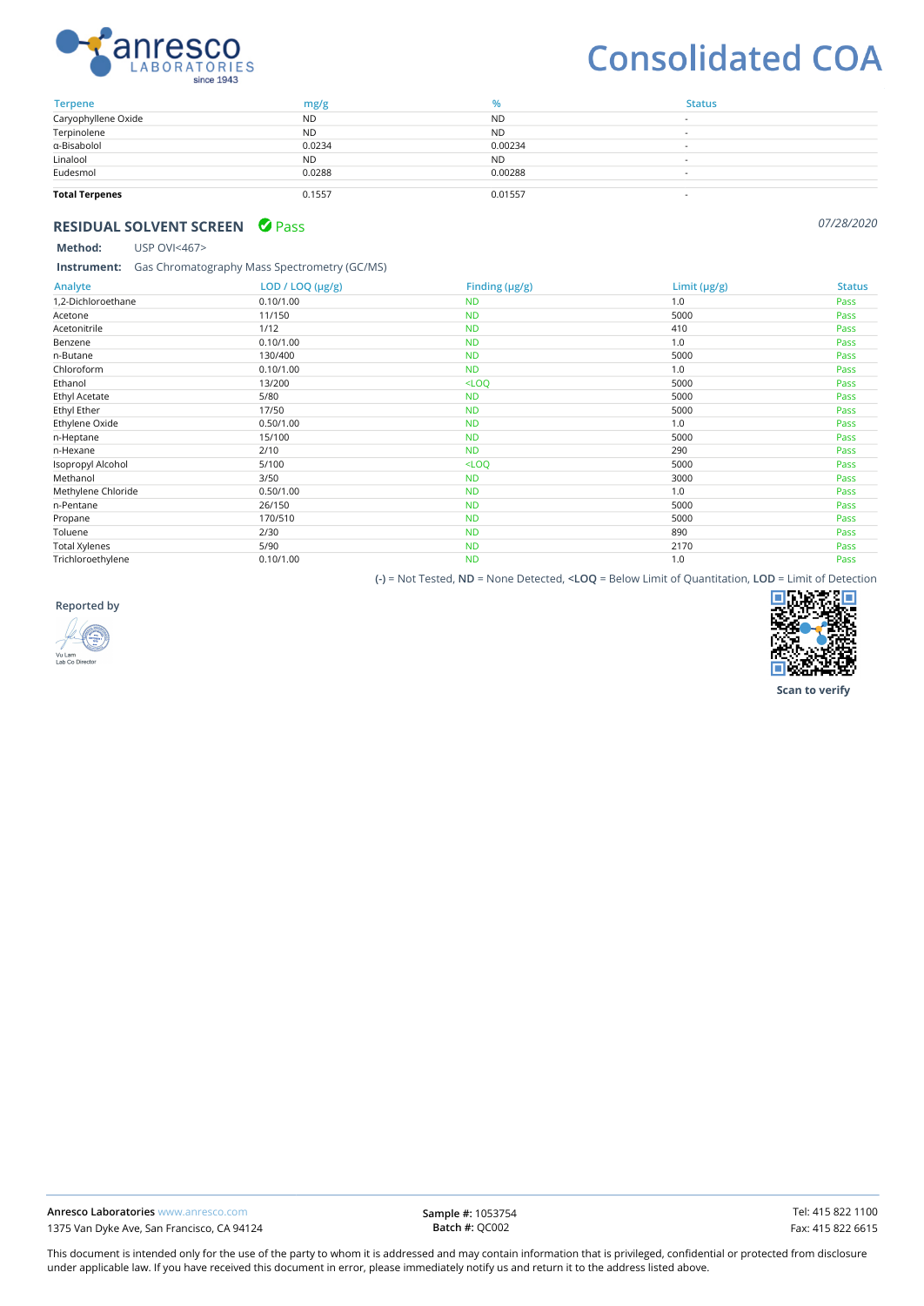# Consolidated COA

| Terpene | mg/g | % | Status |
|---|---|---|---|
| Caryophyllene Oxide | ND | ND | - |
| Terpinolene | ND | ND | - |
| α-Bisabolol | 0.0234 | 0.00234 | - |
| Linalool | ND | ND | - |
| Eudesmol | 0.0288 | 0.00288 | - |
| **Total Terpenes** | 0.1557 | 0.01557 | - |

## RESIDUAL SOLVENT SCREEN ✔ Pass

*07/28/2020*

**Method:** USP OVI<467>

**Instrument:** Gas Chromatography Mass Spectrometry (GC/MS)

| Analyte | LOD / LOQ (µg/g) | Finding (µg/g) | Limit (µg/g) | Status |
|---|---|---|---|---|
| 1,2-Dichloroethane | 0.10/1.00 | ND | 1.0 | Pass |
| Acetone | 11/150 | ND | 5000 | Pass |
| Acetonitrile | 1/12 | ND | 410 | Pass |
| Benzene | 0.10/1.00 | ND | 1.0 | Pass |
| n-Butane | 130/400 | ND | 5000 | Pass |
| Chloroform | 0.10/1.00 | ND | 1.0 | Pass |
| Ethanol | 13/200 | <LOQ | 5000 | Pass |
| Ethyl Acetate | 5/80 | ND | 5000 | Pass |
| Ethyl Ether | 17/50 | ND | 5000 | Pass |
| Ethylene Oxide | 0.50/1.00 | ND | 1.0 | Pass |
| n-Heptane | 15/100 | ND | 5000 | Pass |
| n-Hexane | 2/10 | ND | 290 | Pass |
| Isopropyl Alcohol | 5/100 | <LOQ | 5000 | Pass |
| Methanol | 3/50 | ND | 3000 | Pass |
| Methylene Chloride | 0.50/1.00 | ND | 1.0 | Pass |
| n-Pentane | 26/150 | ND | 5000 | Pass |
| Propane | 170/510 | ND | 5000 | Pass |
| Toluene | 2/30 | ND | 890 | Pass |
| Total Xylenes | 5/90 | ND | 2170 | Pass |
| Trichloroethylene | 0.10/1.00 | ND | 1.0 | Pass |

**(-)** = Not Tested, **ND** = None Detected, **<LOQ** = Below Limit of Quantitation, **LOD** = Limit of Detection

**Reported by**

Vu Lam
Lab Co Director

**Scan to verify**

**Anresco Laboratories** www.anresco.com
1375 Van Dyke Ave, San Francisco, CA 94124

**Sample #:** 1053754
**Batch #:** QC002

Tel: 415 822 1100
Fax: 415 822 6615

This document is intended only for the use of the party to whom it is addressed and may contain information that is privileged, confidential or protected from disclosure under applicable law. If you have received this document in error, please immediately notify us and return it to the address listed above.